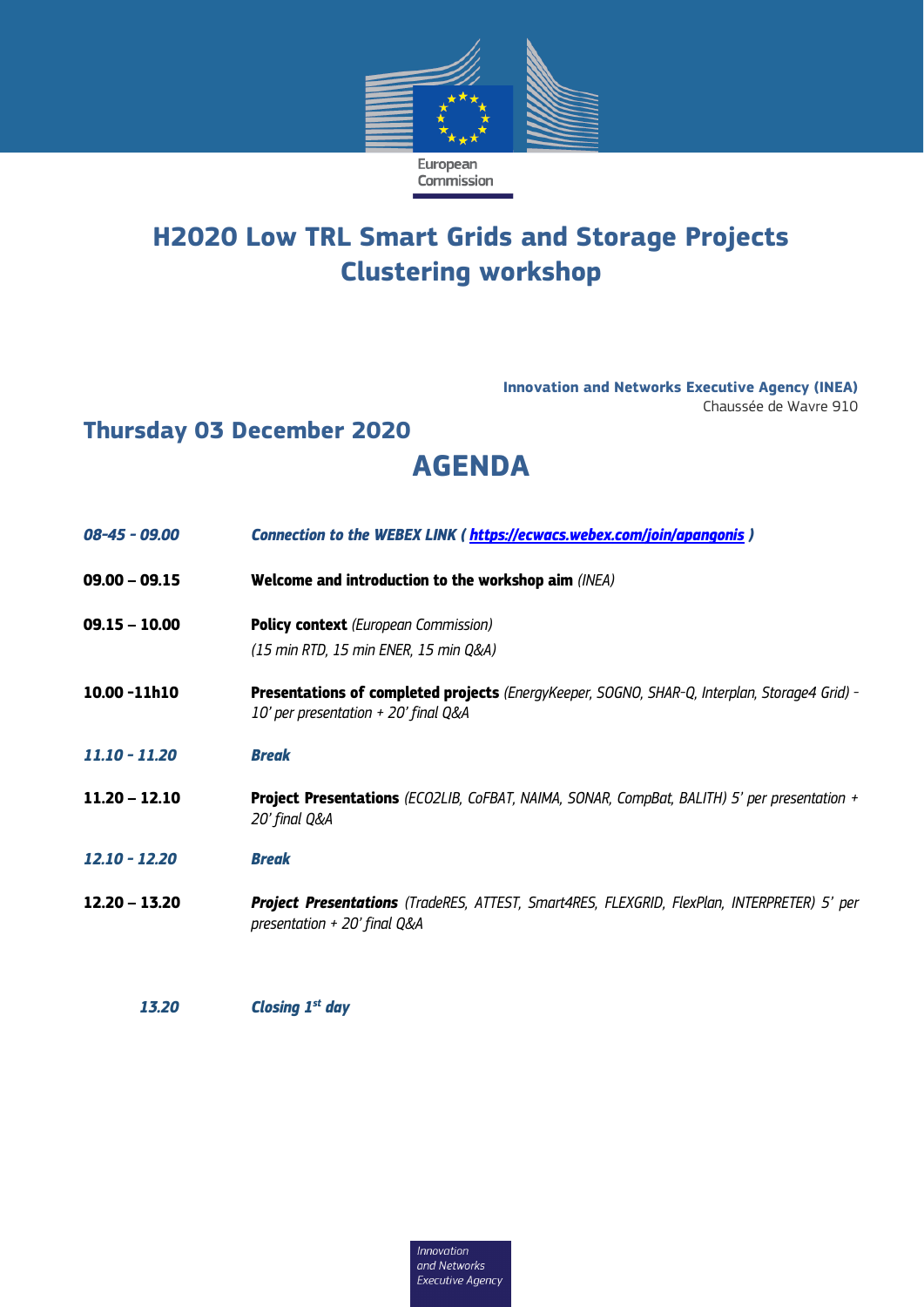European Commission

# H2020 Low TRL Smart Grids and Storage Projects Clustering workshop

**Innovation and Networks Executive Agency (INEA)**
Chaussée de Wavre 910

## Thursday 03 December 2020

## AGENDA

| | |
|---|---|
| ***08-45 - 09.00*** | ***Connection to the WEBEX LINK ( [https://ecwacs.webex.com/join/apangonis](https://ecwacs.webex.com/join/apangonis) )*** |
| **09.00 – 09.15** | **Welcome and introduction to the workshop aim** *(INEA)* |
| **09.15 – 10.00** | **Policy context** *(European Commission)* *(15 min RTD, 15 min ENER, 15 min Q&A)* |
| **10.00 -11h10** | **Presentations of completed projects** *(EnergyKeeper, SOGNO, SHAR-Q, Interplan, Storage4 Grid) - 10' per presentation + 20' final Q&A* |
| ***11.10 - 11.20*** | ***Break*** |
| **11.20 – 12.10** | **Project Presentations** *(ECO2LIB, CoFBAT, NAIMA, SONAR, CompBat, BALITH) 5' per presentation + 20' final Q&A* |
| ***12.10 - 12.20*** | ***Break*** |
| **12.20 – 13.20** | ***Project Presentations*** *(TradeRES, ATTEST, Smart4RES, FLEXGRID, FlexPlan, INTERPRETER) 5' per presentation + 20' final Q&A* |
| ***13.20*** | ***Closing 1st day*** |

*Innovation and Networks Executive Agency*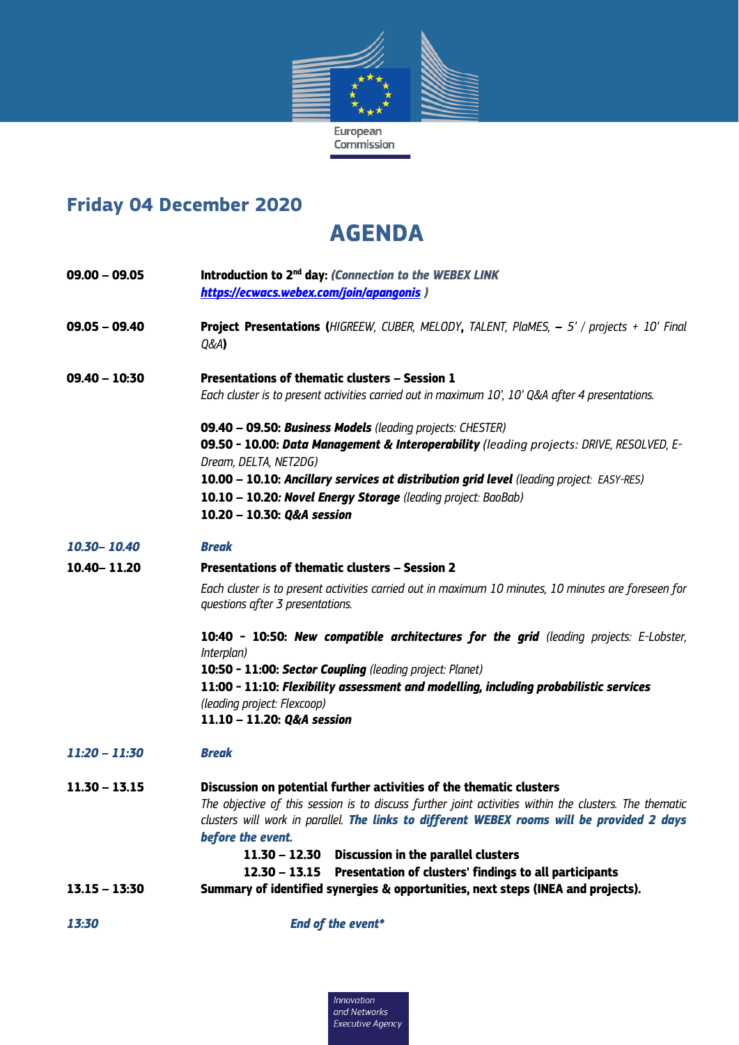European Commission

## Friday 04 December 2020

# AGENDA

| | |
|---|---|
| **09.00 – 09.05** | **Introduction to 2nd day:** ***(Connection to the WEBEX LINK https://ecwacs.webex.com/join/apangonis )*** |
| **09.05 – 09.40** | **Project Presentations (***HIGREEW, CUBER, MELODY, TALENT, PlaMES, – 5' / projects + 10' Final Q&A***)** |
| **09.40 – 10:30** | **Presentations of thematic clusters – Session 1**<br>*Each cluster is to present activities carried out in maximum 10', 10' Q&A after 4 presentations.*<br><br>**09.40 – 09.50:** ***Business Models*** *(leading projects: CHESTER)*<br>**09.50 - 10.00:** ***Data Management & Interoperability*** *(leading projects: DRIVE, RESOLVED, E-Dream, DELTA, NET2DG)*<br>**10.00 – 10.10:** ***Ancillary services at distribution grid level*** *(leading project: EASY-RES)*<br>**10.10 – 10.20:** ***Novel Energy Storage*** *(leading project: BaoBab)*<br>**10.20 – 10.30:** ***Q&A session*** |
| ***10.30– 10.40*** | ***Break*** |
| **10.40– 11.20** | **Presentations of thematic clusters – Session 2**<br>*Each cluster is to present activities carried out in maximum 10 minutes, 10 minutes are foreseen for questions after 3 presentations.*<br><br>**10:40 - 10:50:** ***New compatible architectures for the grid*** *(leading projects: E-Lobster, Interplan)*<br>**10:50 - 11:00:** ***Sector Coupling*** *(leading project: Planet)*<br>**11:00 - 11:10:** ***Flexibility assessment and modelling, including probabilistic services*** *(leading project: Flexcoop)*<br>**11.10 – 11.20:** ***Q&A session*** |
| ***11:20 – 11:30*** | ***Break*** |
| **11.30 – 13.15** | **Discussion on potential further activities of the thematic clusters**<br>*The objective of this session is to discuss further joint activities within the clusters. The thematic clusters will work in parallel.* ***The links to different WEBEX rooms will be provided 2 days before the event.***<br><br>**11.30 – 12.30 Discussion in the parallel clusters**<br>**12.30 – 13.15 Presentation of clusters' findings to all participants** |
| **13.15 – 13:30** | **Summary of identified synergies & opportunities, next steps (INEA and projects).** |
| ***13:30*** | ***End of the event**** |

*Innovation and Networks Executive Agency*